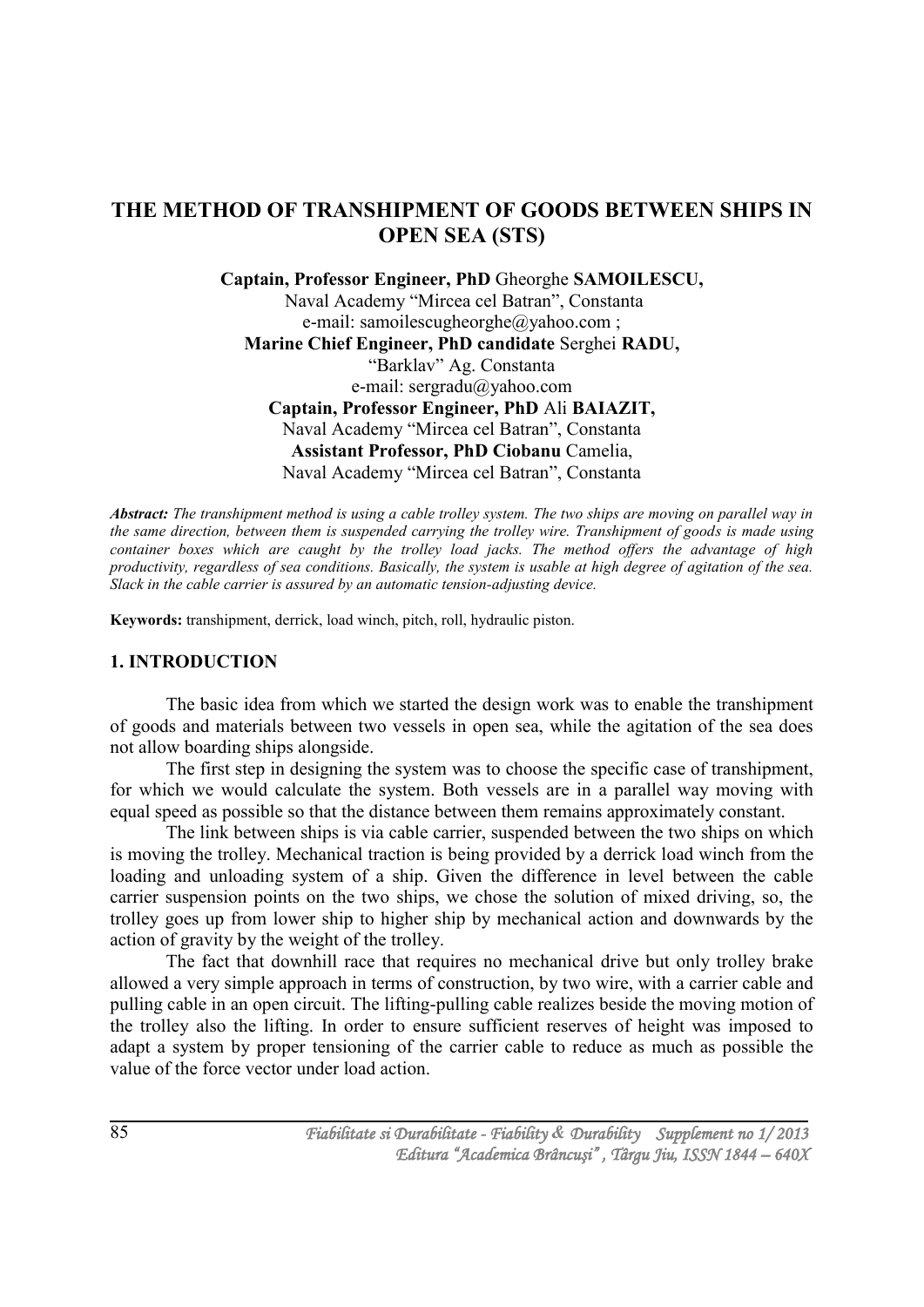# THE METHOD OF TRANSHIPMENT OF GOODS BETWEEN SHIPS IN OPEN SEA (STS)

**Captain, Professor Engineer, PhD** Gheorghe **SAMOILESCU,**
Naval Academy "Mircea cel Batran", Constanta
e-mail: samoilescugheorghe@yahoo.com ;
**Marine Chief Engineer, PhD candidate** Serghei **RADU,**
"Barklav" Ag. Constanta
e-mail: sergradu@yahoo.com
**Captain, Professor Engineer, PhD** Ali **BAIAZIT,**
Naval Academy "Mircea cel Batran", Constanta
**Assistant Professor, PhD Ciobanu** Camelia,
Naval Academy "Mircea cel Batran", Constanta

***Abstract:*** *The transhipment method is using a cable trolley system. The two ships are moving on parallel way in the same direction, between them is suspended carrying the trolley wire. Transhipment of goods is made using container boxes which are caught by the trolley load jacks. The method offers the advantage of high productivity, regardless of sea conditions. Basically, the system is usable at high degree of agitation of the sea. Slack in the cable carrier is assured by an automatic tension-adjusting device.*

**Keywords:** transhipment, derrick, load winch, pitch, roll, hydraulic piston.

## 1. INTRODUCTION

The basic idea from which we started the design work was to enable the transhipment of goods and materials between two vessels in open sea, while the agitation of the sea does not allow boarding ships alongside.

The first step in designing the system was to choose the specific case of transhipment, for which we would calculate the system. Both vessels are in a parallel way moving with equal speed as possible so that the distance between them remains approximately constant.

The link between ships is via cable carrier, suspended between the two ships on which is moving the trolley. Mechanical traction is being provided by a derrick load winch from the loading and unloading system of a ship. Given the difference in level between the cable carrier suspension points on the two ships, we chose the solution of mixed driving, so, the trolley goes up from lower ship to higher ship by mechanical action and downwards by the action of gravity by the weight of the trolley.

The fact that downhill race that requires no mechanical drive but only trolley brake allowed a very simple approach in terms of construction, by two wire, with a carrier cable and pulling cable in an open circuit. The lifting-pulling cable realizes beside the moving motion of the trolley also the lifting. In order to ensure sufficient reserves of height was imposed to adapt a system by proper tensioning of the carrier cable to reduce as much as possible the value of the force vector under load action.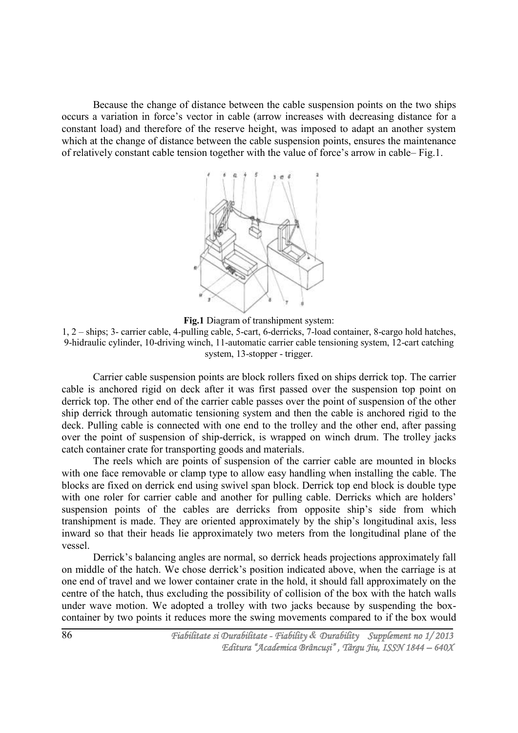Because the change of distance between the cable suspension points on the two ships occurs a variation in force's vector in cable (arrow increases with decreasing distance for a constant load) and therefore of the reserve height, was imposed to adapt an another system which at the change of distance between the cable suspension points, ensures the maintenance of relatively constant cable tension together with the value of force's arrow in cable– Fig.1.

**Fig.1** Diagram of transhipment system:
1, 2 – ships; 3- carrier cable, 4-pulling cable, 5-cart, 6-derricks, 7-load container, 8-cargo hold hatches, 9-hidraulic cylinder, 10-driving winch, 11-automatic carrier cable tensioning system, 12-cart catching system, 13-stopper - trigger.

Carrier cable suspension points are block rollers fixed on ships derrick top. The carrier cable is anchored rigid on deck after it was first passed over the suspension top point on derrick top. The other end of the carrier cable passes over the point of suspension of the other ship derrick through automatic tensioning system and then the cable is anchored rigid to the deck. Pulling cable is connected with one end to the trolley and the other end, after passing over the point of suspension of ship-derrick, is wrapped on winch drum. The trolley jacks catch container crate for transporting goods and materials.

The reels which are points of suspension of the carrier cable are mounted in blocks with one face removable or clamp type to allow easy handling when installing the cable. The blocks are fixed on derrick end using swivel span block. Derrick top end block is double type with one roler for carrier cable and another for pulling cable. Derricks which are holders' suspension points of the cables are derricks from opposite ship's side from which transhipment is made. They are oriented approximately by the ship's longitudinal axis, less inward so that their heads lie approximately two meters from the longitudinal plane of the vessel.

Derrick's balancing angles are normal, so derrick heads projections approximately fall on middle of the hatch. We chose derrick's position indicated above, when the carriage is at one end of travel and we lower container crate in the hold, it should fall approximately on the centre of the hatch, thus excluding the possibility of collision of the box with the hatch walls under wave motion. We adopted a trolley with two jacks because by suspending the box-container by two points it reduces more the swing movements compared to if the box would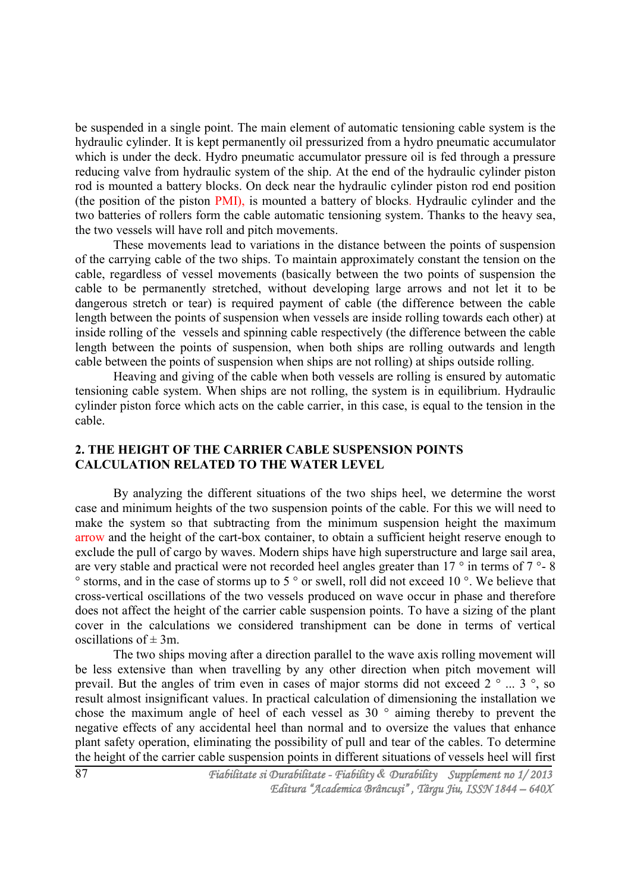be suspended in a single point. The main element of automatic tensioning cable system is the hydraulic cylinder. It is kept permanently oil pressurized from a hydro pneumatic accumulator which is under the deck. Hydro pneumatic accumulator pressure oil is fed through a pressure reducing valve from hydraulic system of the ship. At the end of the hydraulic cylinder piston rod is mounted a battery blocks. On deck near the hydraulic cylinder piston rod end position (the position of the piston PMI), is mounted a battery of blocks. Hydraulic cylinder and the two batteries of rollers form the cable automatic tensioning system. Thanks to the heavy sea, the two vessels will have roll and pitch movements.

These movements lead to variations in the distance between the points of suspension of the carrying cable of the two ships. To maintain approximately constant the tension on the cable, regardless of vessel movements (basically between the two points of suspension the cable to be permanently stretched, without developing large arrows and not let it to be dangerous stretch or tear) is required payment of cable (the difference between the cable length between the points of suspension when vessels are inside rolling towards each other) at inside rolling of the vessels and spinning cable respectively (the difference between the cable length between the points of suspension, when both ships are rolling outwards and length cable between the points of suspension when ships are not rolling) at ships outside rolling.

Heaving and giving of the cable when both vessels are rolling is ensured by automatic tensioning cable system. When ships are not rolling, the system is in equilibrium. Hydraulic cylinder piston force which acts on the cable carrier, in this case, is equal to the tension in the cable.

## 2. THE HEIGHT OF THE CARRIER CABLE SUSPENSION POINTS CALCULATION RELATED TO THE WATER LEVEL

By analyzing the different situations of the two ships heel, we determine the worst case and minimum heights of the two suspension points of the cable. For this we will need to make the system so that subtracting from the minimum suspension height the maximum arrow and the height of the cart-box container, to obtain a sufficient height reserve enough to exclude the pull of cargo by waves. Modern ships have high superstructure and large sail area, are very stable and practical were not recorded heel angles greater than 17 ° in terms of 7 °- 8 ° storms, and in the case of storms up to 5 ° or swell, roll did not exceed 10 °. We believe that cross-vertical oscillations of the two vessels produced on wave occur in phase and therefore does not affect the height of the carrier cable suspension points. To have a sizing of the plant cover in the calculations we considered transhipment can be done in terms of vertical oscillations of ± 3m.

The two ships moving after a direction parallel to the wave axis rolling movement will be less extensive than when travelling by any other direction when pitch movement will prevail. But the angles of trim even in cases of major storms did not exceed 2 ° ... 3 °, so result almost insignificant values. In practical calculation of dimensioning the installation we chose the maximum angle of heel of each vessel as 30 ° aiming thereby to prevent the negative effects of any accidental heel than normal and to oversize the values that enhance plant safety operation, eliminating the possibility of pull and tear of the cables. To determine the height of the carrier cable suspension points in different situations of vessels heel will first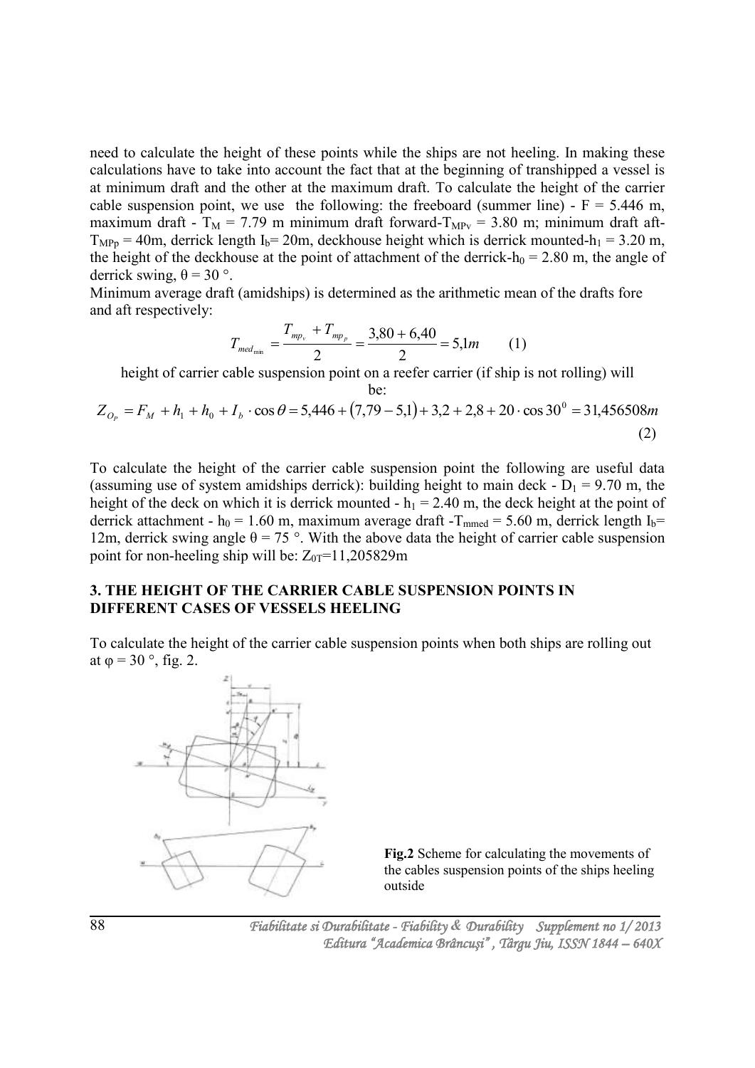need to calculate the height of these points while the ships are not heeling. In making these calculations have to take into account the fact that at the beginning of transhipped a vessel is at minimum draft and the other at the maximum draft. To calculate the height of the carrier cable suspension point, we use the following: the freeboard (summer line) - F = 5.446 m, maximum draft - $T_M$ = 7.79 m minimum draft forward-$T_{MPv}$ = 3.80 m; minimum draft aft-$T_{MPp}$ = 40m, derrick length $I_b$= 20m, deckhouse height which is derrick mounted-$h_1$ = 3.20 m, the height of the deckhouse at the point of attachment of the derrick-$h_0$ = 2.80 m, the angle of derrick swing, θ = 30 °.

Minimum average draft (amidships) is determined as the arithmetic mean of the drafts fore and aft respectively:

$$T_{med_{\min}} = \frac{T_{mp_v} + T_{mp_p}}{2} = \frac{3{,}80 + 6{,}40}{2} = 5{,}1m \qquad (1)$$

height of carrier cable suspension point on a reefer carrier (if ship is not rolling) will be:

$$Z_{O_p} = F_M + h_1 + h_0 + I_b \cdot \cos\theta = 5{,}446 + (7{,}79 - 5{,}1) + 3{,}2 + 2{,}8 + 20 \cdot \cos 30^0 = 31{,}456508m \qquad (2)$$

To calculate the height of the carrier cable suspension point the following are useful data (assuming use of system amidships derrick): building height to main deck - $D_1$ = 9.70 m, the height of the deck on which it is derrick mounted - $h_1$ = 2.40 m, the deck height at the point of derrick attachment - $h_0$ = 1.60 m, maximum average draft -$T_{mmed}$ = 5.60 m, derrick length $I_b$= 12m, derrick swing angle θ = 75 °. With the above data the height of carrier cable suspension point for non-heeling ship will be: $Z_{0T}$=11,205829m

## 3. THE HEIGHT OF THE CARRIER CABLE SUSPENSION POINTS IN DIFFERENT CASES OF VESSELS HEELING

To calculate the height of the carrier cable suspension points when both ships are rolling out at φ = 30 °, fig. 2.

**Fig.2** Scheme for calculating the movements of the cables suspension points of the ships heeling outside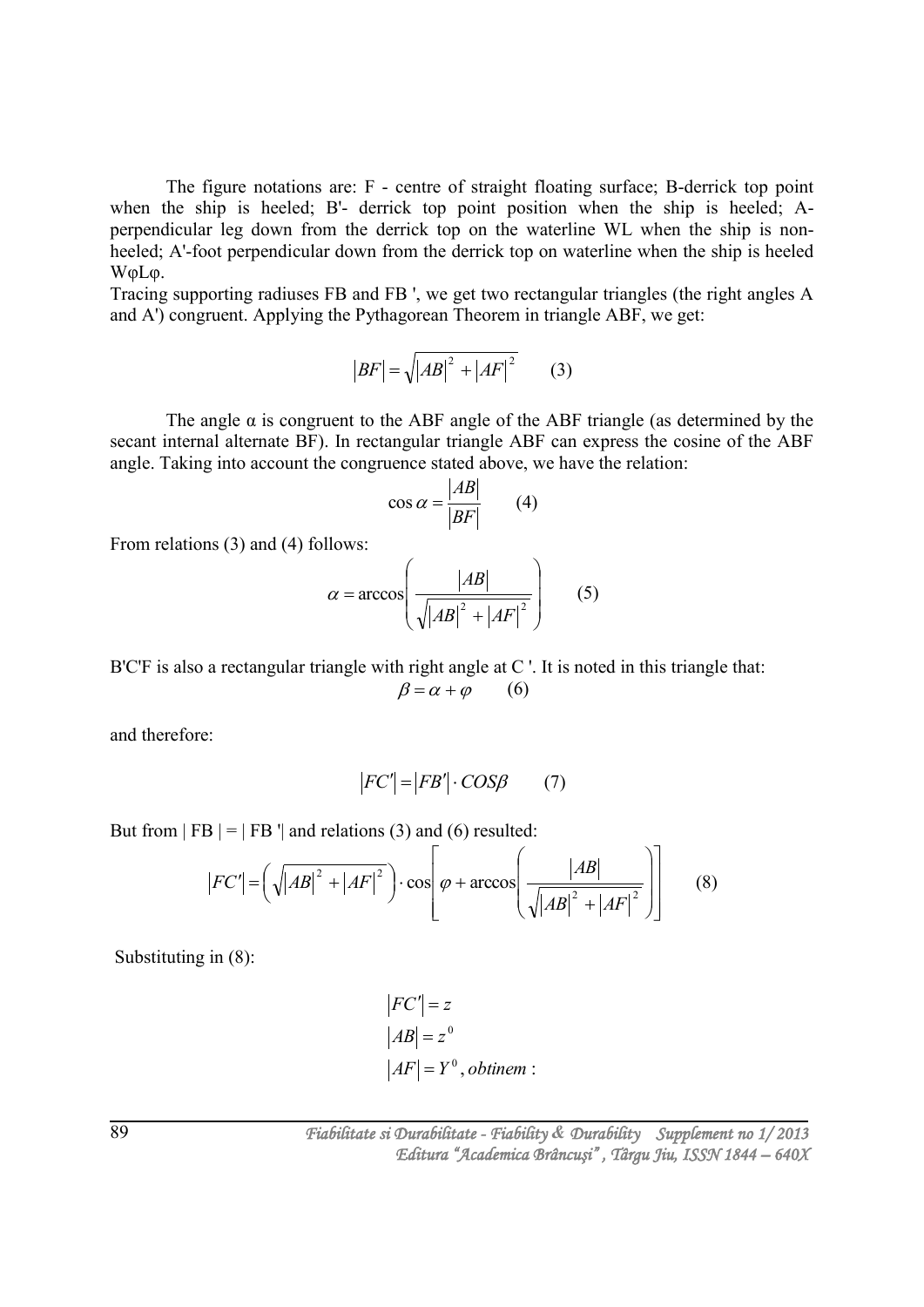The figure notations are: F - centre of straight floating surface; B-derrick top point when the ship is heeled; B'- derrick top point position when the ship is heeled; A-perpendicular leg down from the derrick top on the waterline WL when the ship is non-heeled; A'-foot perpendicular down from the derrick top on waterline when the ship is heeled WφLφ.

Tracing supporting radiuses FB and FB ', we get two rectangular triangles (the right angles A and A') congruent. Applying the Pythagorean Theorem in triangle ABF, we get:

$$|BF| = \sqrt{|AB|^2 + |AF|^2} \qquad (3)$$

The angle α is congruent to the ABF angle of the ABF triangle (as determined by the secant internal alternate BF). In rectangular triangle ABF can express the cosine of the ABF angle. Taking into account the congruence stated above, we have the relation:

$$\cos\alpha = \frac{|AB|}{|BF|} \qquad (4)$$

From relations (3) and (4) follows:

$$\alpha = \arccos\left(\frac{|AB|}{\sqrt{|AB|^2 + |AF|^2}}\right) \qquad (5)$$

B'C'F is also a rectangular triangle with right angle at C '. It is noted in this triangle that:

$$\beta = \alpha + \varphi \qquad (6)$$

and therefore:

$$|FC'| = |FB'| \cdot COS\beta \qquad (7)$$

But from | FB | = | FB '| and relations (3) and (6) resulted:

$$|FC'| = \left(\sqrt{|AB|^2 + |AF|^2}\right) \cdot \cos\left[\varphi + \arccos\left(\frac{|AB|}{\sqrt{|AB|^2 + |AF|^2}}\right)\right] \qquad (8)$$

Substituting in (8):

$$|FC'| = z$$
$$|AB| = z^0$$
$$|AF| = Y^0, \textit{obtinem}:$$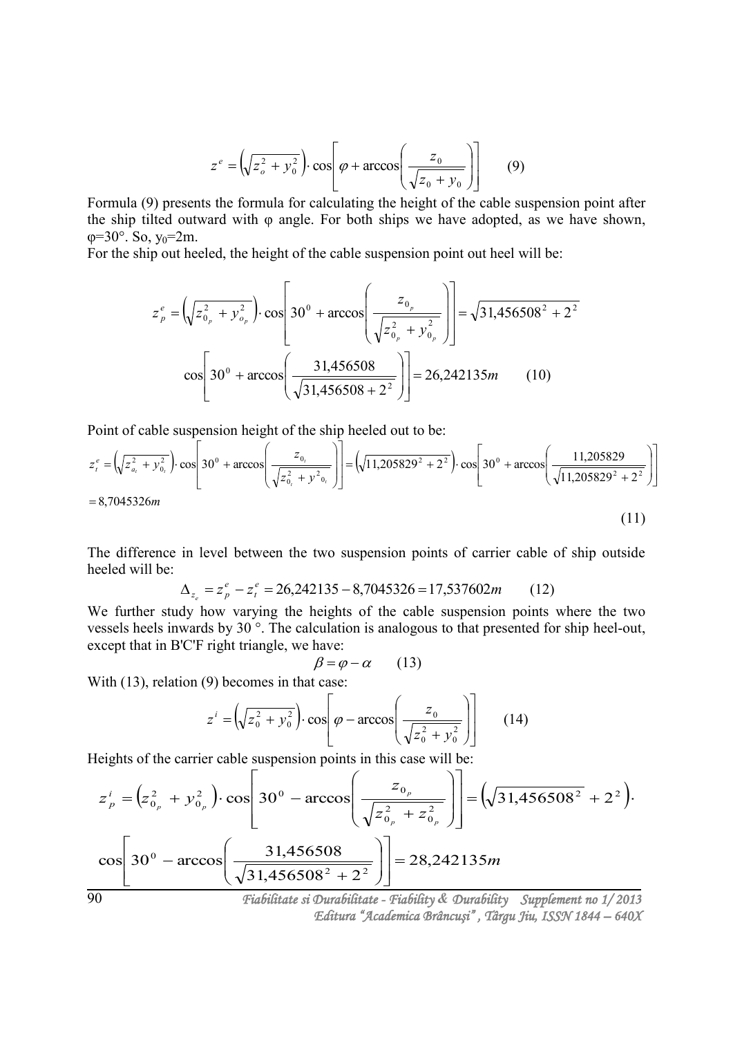$$z^e = \left(\sqrt{z_o^2 + y_0^2}\right) \cdot \cos\left[\varphi + \arccos\left(\frac{z_0}{\sqrt{z_0 + y_0}}\right)\right] \qquad (9)$$

Formula (9) presents the formula for calculating the height of the cable suspension point after the ship tilted outward with φ angle. For both ships we have adopted, as we have shown, φ=30°. So, $y_0$=2m.

For the ship out heeled, the height of the cable suspension point out heel will be:

$$z_p^e = \left(\sqrt{z_{0_p}^2 + y_{o_p}^2}\right) \cdot \cos\left[30^0 + \arccos\left(\frac{z_{0_p}}{\sqrt{z_{0_p}^2 + y_{0_p}^2}}\right)\right] = \sqrt{31{,}456508^2 + 2^2}$$

$$\cos\left[30^0 + \arccos\left(\frac{31{,}456508}{\sqrt{31{,}456508 + 2^2}}\right)\right] = 26{,}242135m \qquad (10)$$

Point of cable suspension height of the ship heeled out to be:

$$z_t^e = \left(\sqrt{z_{a_t}^2 + y_{0_t}^2}\right) \cdot \cos\left[30^0 + \arccos\left(\frac{z_{0_t}}{\sqrt{z_{0_t}^2 + y^2{}_{0_t}}}\right)\right] = \left(\sqrt{11{,}205829^2 + 2^2}\right) \cdot \cos\left[30^0 + \arccos\left(\frac{11{,}205829}{\sqrt{11{,}205829^2 + 2^2}}\right)\right]$$

$$= 8{,}7045326m \qquad (11)$$

The difference in level between the two suspension points of carrier cable of ship outside heeled will be:

$$\Delta_{z_e} = z_p^e - z_t^e = 26{,}242135 - 8{,}7045326 = 17{,}537602m \qquad (12)$$

We further study how varying the heights of the cable suspension points where the two vessels heels inwards by 30 °. The calculation is analogous to that presented for ship heel-out, except that in B'C'F right triangle, we have:

$$\beta = \varphi - \alpha \qquad (13)$$

With (13), relation (9) becomes in that case:

$$z^i = \left(\sqrt{z_0^2 + y_0^2}\right) \cdot \cos\left[\varphi - \arccos\left(\frac{z_0}{\sqrt{z_0^2 + y_0^2}}\right)\right] \qquad (14)$$

Heights of the carrier cable suspension points in this case will be:

$$z_p^i = \left(z_{0_p}^2 + y_{0_p}^2\right) \cdot \cos\left[30^0 - \arccos\left(\frac{z_{0_p}}{\sqrt{z_{0_p}^2 + z_{0_p}^2}}\right)\right] = \left(\sqrt{31{,}456508^2 + 2^2}\right) \cdot$$

$$\cos\left[30^0 - \arccos\left(\frac{31{,}456508}{\sqrt{31{,}456508^2 + 2^2}}\right)\right] = 28{,}242135m$$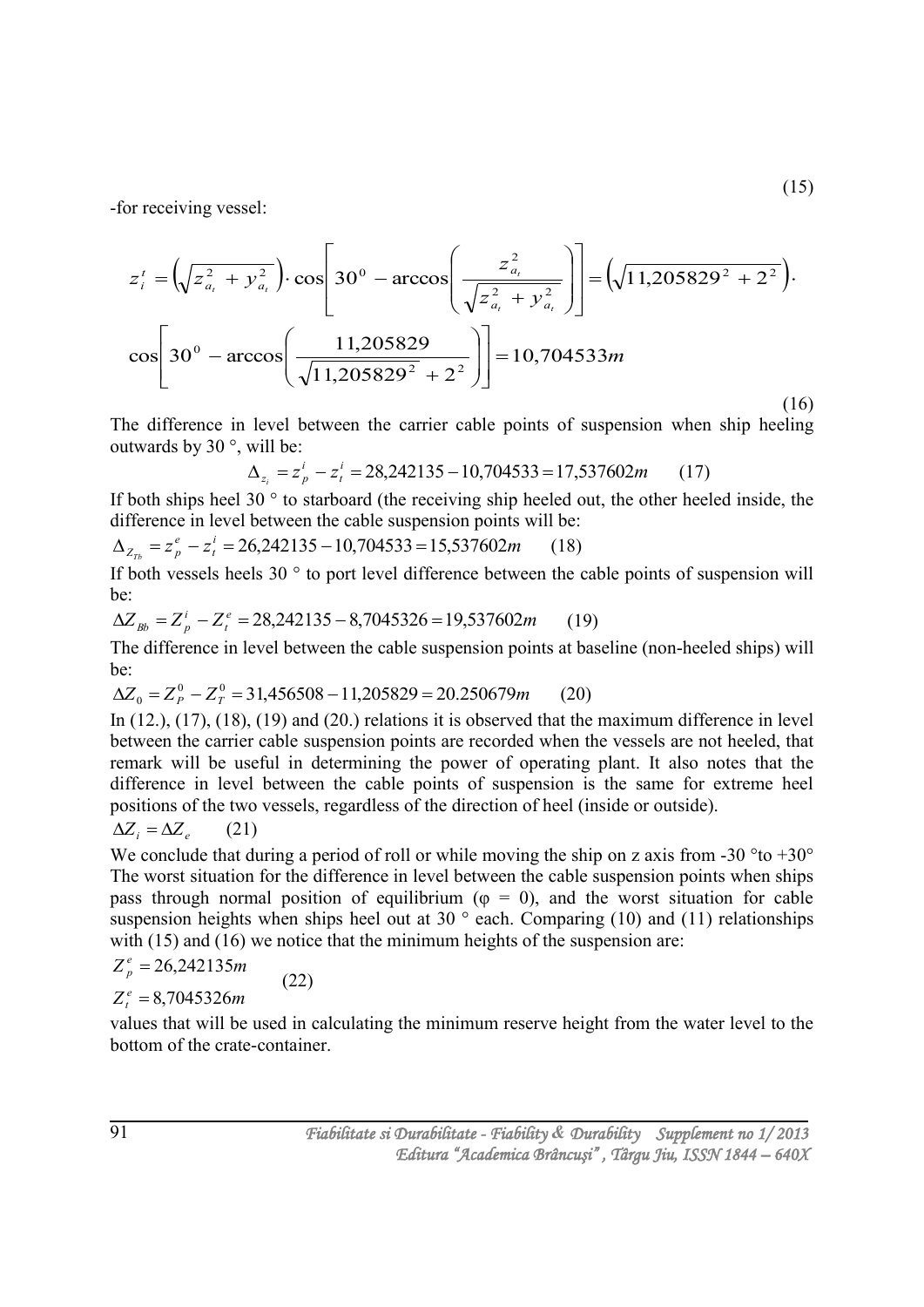(15)

-for receiving vessel:

$$z_i^t = \left(\sqrt{z_{a_t}^2 + y_{a_t}^2}\right) \cdot \cos\left[30^0 - \arccos\left(\frac{z_{a_t}^2}{\sqrt{z_{a_t}^2 + y_{a_t}^2}}\right)\right] = \left(\sqrt{11{,}205829^2 + 2^2}\right) \cdot$$

$$\cos\left[30^0 - \arccos\left(\frac{11{,}205829}{\sqrt{11{,}205829^2 + 2^2}}\right)\right] = 10{,}704533m$$

(16)

The difference in level between the carrier cable points of suspension when ship heeling outwards by 30 °, will be:

$$\Delta_{z_i} = z_p^i - z_t^i = 28{,}242135 - 10{,}704533 = 17{,}537602m \qquad (17)$$

If both ships heel 30 ° to starboard (the receiving ship heeled out, the other heeled inside, the difference in level between the cable suspension points will be:

$$\Delta_{Z_{Tb}} = z_p^e - z_t^i = 26{,}242135 - 10{,}704533 = 15{,}537602m \qquad (18)$$

If both vessels heels 30 ° to port level difference between the cable points of suspension will be:

$$\Delta Z_{Bb} = Z_p^i - Z_t^e = 28{,}242135 - 8{,}7045326 = 19{,}537602m \qquad (19)$$

The difference in level between the cable suspension points at baseline (non-heeled ships) will be:

$$\Delta Z_0 = Z_P^0 - Z_T^0 = 31{,}456508 - 11{,}205829 = 20.250679m \qquad (20)$$

In (12.), (17), (18), (19) and (20.) relations it is observed that the maximum difference in level between the carrier cable suspension points are recorded when the vessels are not heeled, that remark will be useful in determining the power of operating plant. It also notes that the difference in level between the cable points of suspension is the same for extreme heel positions of the two vessels, regardless of the direction of heel (inside or outside).

$$\Delta Z_i = \Delta Z_e \qquad (21)$$

We conclude that during a period of roll or while moving the ship on z axis from -30 °to +30° The worst situation for the difference in level between the cable suspension points when ships pass through normal position of equilibrium (φ = 0), and the worst situation for cable suspension heights when ships heel out at 30 ° each. Comparing (10) and (11) relationships with (15) and (16) we notice that the minimum heights of the suspension are:

$$Z_p^e = 26{,}242135m$$
$$Z_t^e = 8{,}7045326m \qquad (22)$$

values that will be used in calculating the minimum reserve height from the water level to the bottom of the crate-container.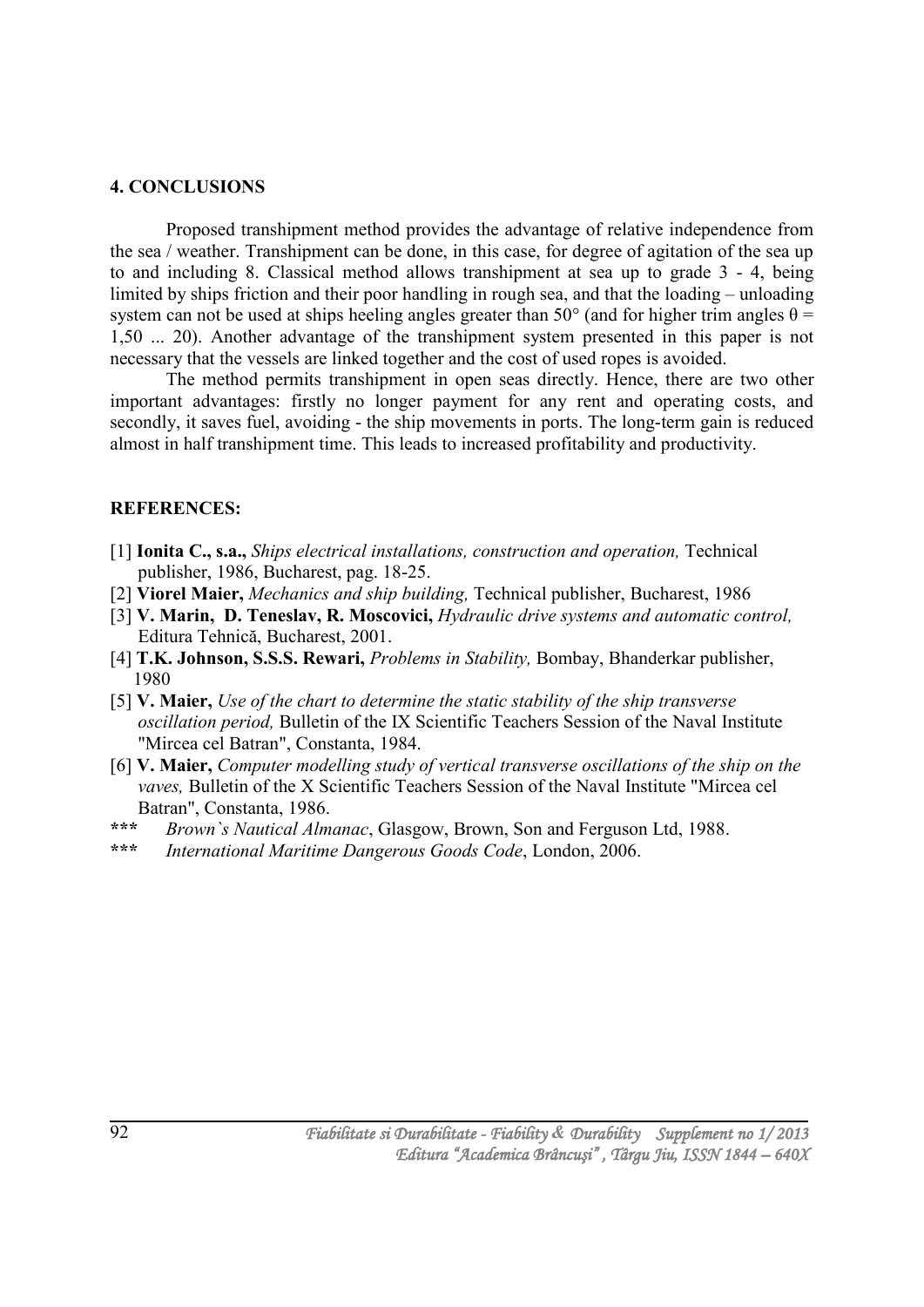## 4. CONCLUSIONS

Proposed transhipment method provides the advantage of relative independence from the sea / weather. Transhipment can be done, in this case, for degree of agitation of the sea up to and including 8. Classical method allows transhipment at sea up to grade 3 - 4, being limited by ships friction and their poor handling in rough sea, and that the loading – unloading system can not be used at ships heeling angles greater than 50° (and for higher trim angles $\theta$ = 1,50 ... 20). Another advantage of the transhipment system presented in this paper is not necessary that the vessels are linked together and the cost of used ropes is avoided.

The method permits transhipment in open seas directly. Hence, there are two other important advantages: firstly no longer payment for any rent and operating costs, and secondly, it saves fuel, avoiding - the ship movements in ports. The long-term gain is reduced almost in half transhipment time. This leads to increased profitability and productivity.

## REFERENCES:

[1] **Ionita C., s.a.,** *Ships electrical installations, construction and operation,* Technical publisher, 1986, Bucharest, pag. 18-25.

[2] **Viorel Maier,** *Mechanics and ship building,* Technical publisher, Bucharest, 1986

[3] **V. Marin, D. Teneslav, R. Moscovici,** *Hydraulic drive systems and automatic control,* Editura Tehnică, Bucharest, 2001.

[4] **T.K. Johnson, S.S.S. Rewari,** *Problems in Stability,* Bombay, Bhanderkar publisher, 1980

[5] **V. Maier,** *Use of the chart to determine the static stability of the ship transverse oscillation period,* Bulletin of the IX Scientific Teachers Session of the Naval Institute "Mircea cel Batran", Constanta, 1984.

[6] **V. Maier,** *Computer modelling study of vertical transverse oscillations of the ship on the vaves,* Bulletin of the X Scientific Teachers Session of the Naval Institute "Mircea cel Batran", Constanta, 1986.

**\*\*\*** *Brown`s Nautical Almanac*, Glasgow, Brown, Son and Ferguson Ltd, 1988.

**\*\*\*** *International Maritime Dangerous Goods Code*, London, 2006.